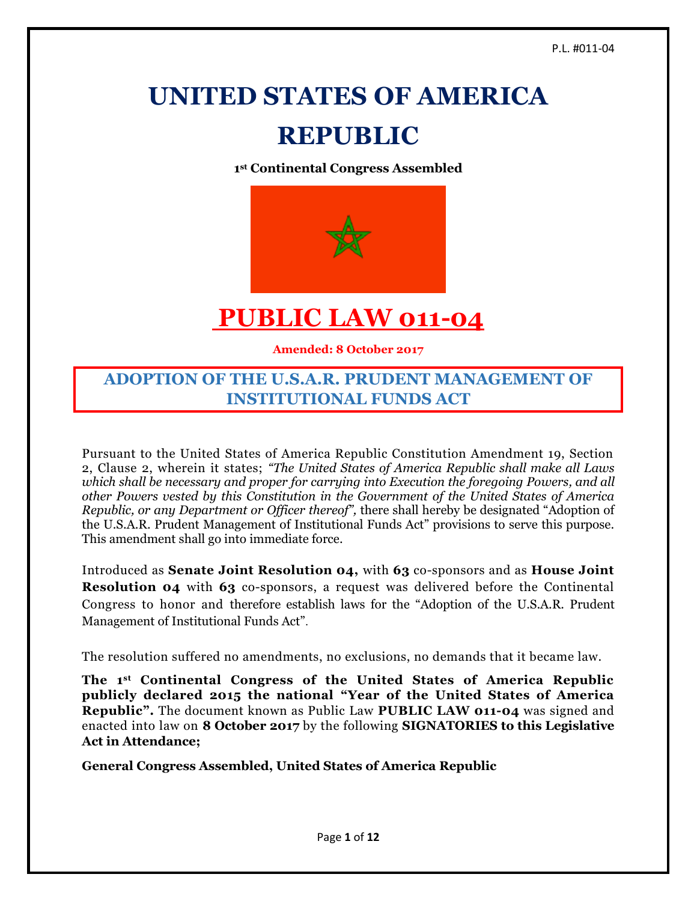# UNITED STATES OF AMERICA REPUBLIC

**1st Continental Congress Assembled**

# PUBLIC LAW 011-04

**Amended: 8 October 2017**

## ADOPTION OF THE U.S.A.R. PRUDENT MANAGEMENT OF INSTITUTIONAL FUNDS ACT

Pursuant to the United States of America Republic Constitution Amendment 19, Section 2, Clause 2, wherein it states; *"The United States of America Republic shall make all Laws which shall be necessary and proper for carrying into Execution the foregoing Powers, and all other Powers vested by this Constitution in the Government of the United States of America Republic, or any Department or Officer thereof",* there shall hereby be designated "Adoption of the U.S.A.R. Prudent Management of Institutional Funds Act" provisions to serve this purpose. This amendment shall go into immediate force.

Introduced as **Senate Joint Resolution 04,** with **63** co-sponsors and as **House Joint Resolution 04** with **63** co-sponsors, a request was delivered before the Continental Congress to honor and therefore establish laws for the "Adoption of the U.S.A.R. Prudent Management of Institutional Funds Act".

The resolution suffered no amendments, no exclusions, no demands that it became law.

**The 1st Continental Congress of the United States of America Republic publicly declared 2015 the national "Year of the United States of America Republic".** The document known as Public Law **PUBLIC LAW 011-04** was signed and enacted into law on **8 October 2017** by the following **SIGNATORIES to this Legislative Act in Attendance;**

**General Congress Assembled, United States of America Republic**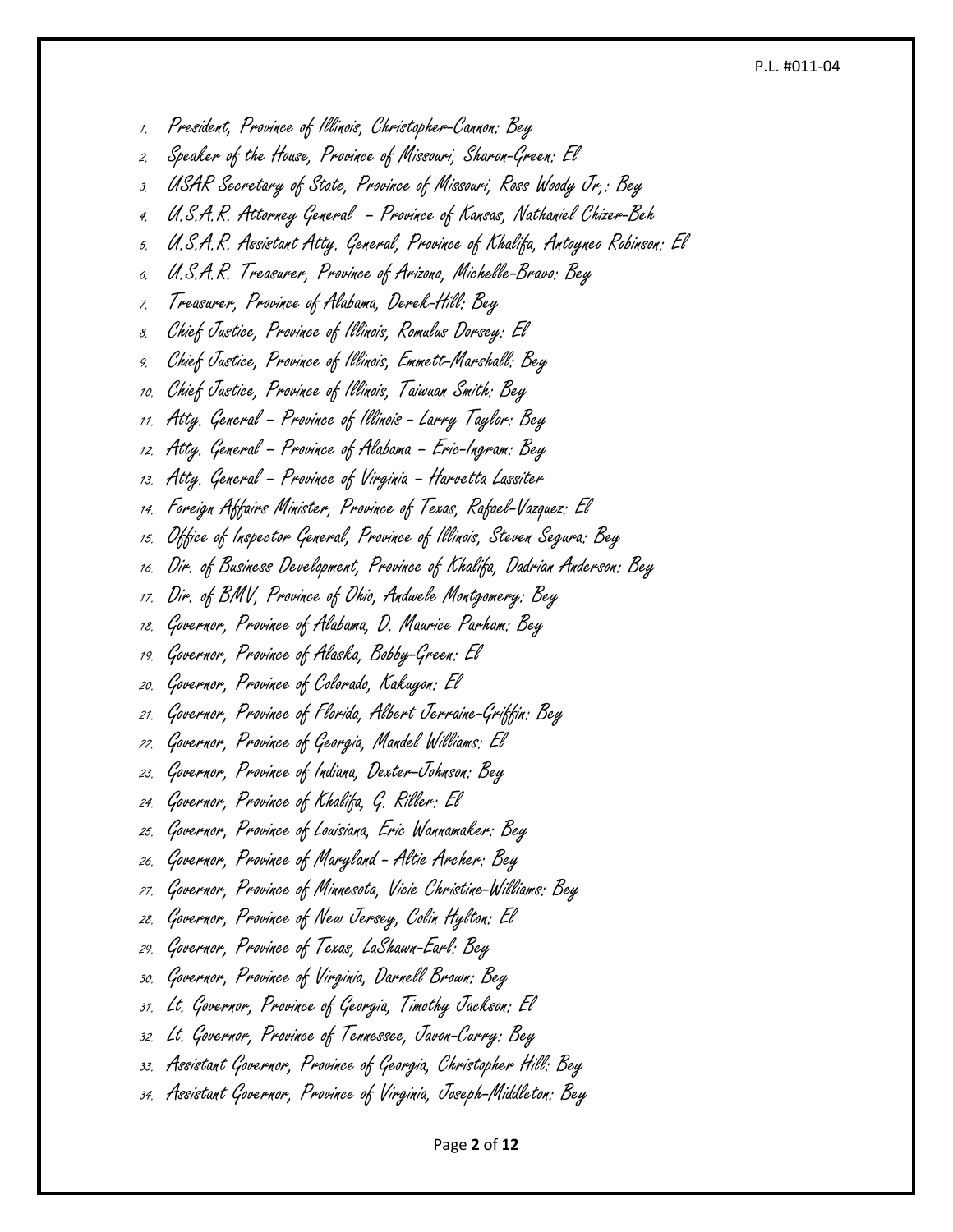1. President, Province of Illinois, Christopher-Cannon: Bey
2. Speaker of the House, Province of Missouri, Sharon-Green: El
3. USAR Secretary of State, Province of Missouri, Ross Woody Jr,: Bey
4. U.S.A.R. Attorney General – Province of Kansas, Nathaniel Chizer-Beh
5. U.S.A.R. Assistant Atty. General, Province of Khalifa, Antoyneo Robinson: El
6. U.S.A.R. Treasurer, Province of Arizona, Michelle-Bravo: Bey
7. Treasurer, Province of Alabama, Derek-Hill: Bey
8. Chief Justice, Province of Illinois, Romulus Dorsey: El
9. Chief Justice, Province of Illinois, Emmett-Marshall: Bey
10. Chief Justice, Province of Illinois, Taiwuan Smith: Bey
11. Atty. General – Province of Illinois - Larry Taylor: Bey
12. Atty. General – Province of Alabama – Eric-Ingram: Bey
13. Atty. General – Province of Virginia – Harvetta Lassiter
14. Foreign Affairs Minister, Province of Texas, Rafael-Vazquez: El
15. Office of Inspector General, Province of Illinois, Steven Segura: Bey
16. Dir. of Business Development, Province of Khalifa, Dadrian Anderson: Bey
17. Dir. of BMV, Province of Ohio, Andwele Montgomery: Bey
18. Governor, Province of Alabama, D. Maurice Parham: Bey
19. Governor, Province of Alaska, Bobby-Green: El
20. Governor, Province of Colorado, Kakuyon: El
21. Governor, Province of Florida, Albert Jerraine-Griffin: Bey
22. Governor, Province of Georgia, Mandel Williams: El
23. Governor, Province of Indiana, Dexter-Johnson: Bey
24. Governor, Province of Khalifa, G. Riller: El
25. Governor, Province of Louisiana, Eric Wannamaker: Bey
26. Governor, Province of Maryland - Altie Archer: Bey
27. Governor, Province of Minnesota, Vicie Christine-Williams: Bey
28. Governor, Province of New Jersey, Colin Hylton: El
29. Governor, Province of Texas, LaShawn-Earl: Bey
30. Governor, Province of Virginia, Darnell Brown: Bey
31. Lt. Governor, Province of Georgia, Timothy Jackson: El
32. Lt. Governor, Province of Tennessee, Javon-Curry: Bey
33. Assistant Governor, Province of Georgia, Christopher Hill: Bey
34. Assistant Governor, Province of Virginia, Joseph-Middleton: Bey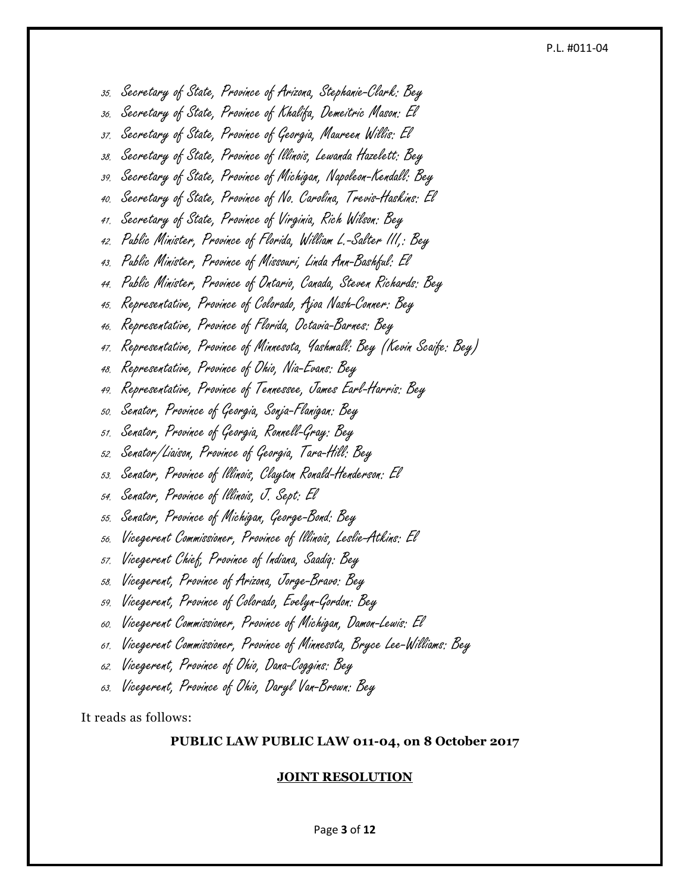35. Secretary of State, Province of Arizona, Stephanie-Clark: Bey
36. Secretary of State, Province of Khalifa, Demeitric Mason: El
37. Secretary of State, Province of Georgia, Maureen Willis: El
38. Secretary of State, Province of Illinois, Lewanda Hazelett: Bey
39. Secretary of State, Province of Michigan, Napoleon-Kendall: Bey
40. Secretary of State, Province of No. Carolina, Trevis-Haskins: El
41. Secretary of State, Province of Virginia, Rich Wilson: Bey
42. Public Minister, Province of Florida, William L.-Salter III,: Bey
43. Public Minister, Province of Missouri, Linda Ann-Bashful: El
44. Public Minister, Province of Ontario, Canada, Steven Richards: Bey
45. Representative, Province of Colorado, Ajoa Nash-Conner: Bey
46. Representative, Province of Florida, Octavia-Barnes: Bey
47. Representative, Province of Minnesota, Yashmall: Bey (Kevin Scaife: Bey)
48. Representative, Province of Ohio, Nia-Evans: Bey
49. Representative, Province of Tennessee, James Earl-Harris: Bey
50. Senator, Province of Georgia, Sonja-Flanigan: Bey
51. Senator, Province of Georgia, Ronnell-Gray: Bey
52. Senator/Liaison, Province of Georgia, Tara-Hill: Bey
53. Senator, Province of Illinois, Clayton Ronald-Henderson: El
54. Senator, Province of Illinois, J. Sept: El
55. Senator, Province of Michigan, George-Bond: Bey
56. Vicegerent Commissioner, Province of Illinois, Leslie-Atkins: El
57. Vicegerent Chief, Province of Indiana, Saadiq: Bey
58. Vicegerent, Province of Arizona, Jorge-Bravo: Bey
59. Vicegerent, Province of Colorado, Evelyn-Gordon: Bey
60. Vicegerent Commissioner, Province of Michigan, Damon-Lewis: El
61. Vicegerent Commissioner, Province of Minnesota, Bryce Lee-Williams: Bey
62. Vicegerent, Province of Ohio, Dana-Coggins: Bey
63. Vicegerent, Province of Ohio, Daryl Van-Brown: Bey

It reads as follows:

**PUBLIC LAW PUBLIC LAW 011-04, on 8 October 2017**

**JOINT RESOLUTION**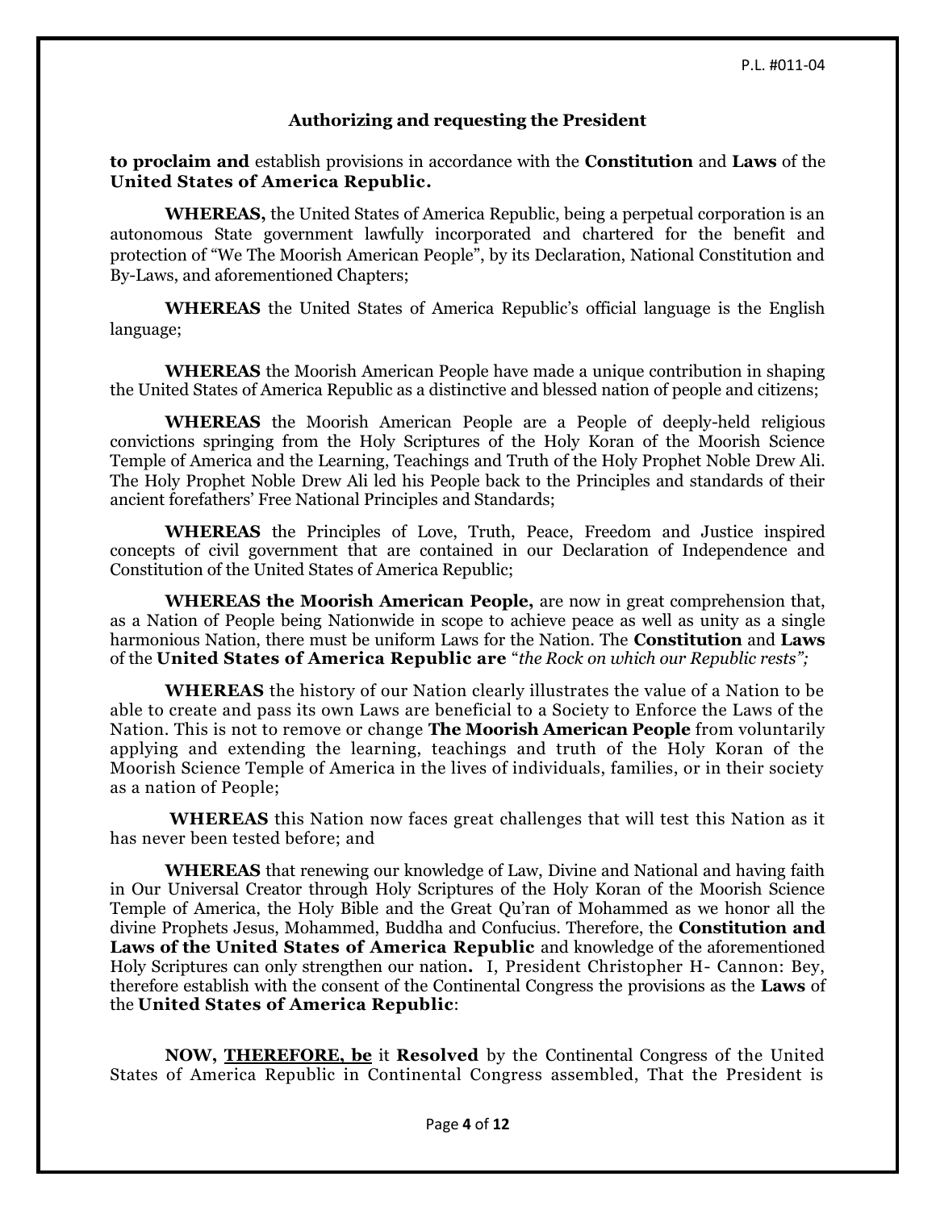**Authorizing and requesting the President**

**to proclaim and** establish provisions in accordance with the **Constitution** and **Laws** of the **United States of America Republic.**

**WHEREAS,** the United States of America Republic, being a perpetual corporation is an autonomous State government lawfully incorporated and chartered for the benefit and protection of "We The Moorish American People", by its Declaration, National Constitution and By-Laws, and aforementioned Chapters;

**WHEREAS** the United States of America Republic's official language is the English language;

**WHEREAS** the Moorish American People have made a unique contribution in shaping the United States of America Republic as a distinctive and blessed nation of people and citizens;

**WHEREAS** the Moorish American People are a People of deeply-held religious convictions springing from the Holy Scriptures of the Holy Koran of the Moorish Science Temple of America and the Learning, Teachings and Truth of the Holy Prophet Noble Drew Ali. The Holy Prophet Noble Drew Ali led his People back to the Principles and standards of their ancient forefathers' Free National Principles and Standards;

**WHEREAS** the Principles of Love, Truth, Peace, Freedom and Justice inspired concepts of civil government that are contained in our Declaration of Independence and Constitution of the United States of America Republic;

**WHEREAS the Moorish American People,** are now in great comprehension that, as a Nation of People being Nationwide in scope to achieve peace as well as unity as a single harmonious Nation, there must be uniform Laws for the Nation. The **Constitution** and **Laws** of the **United States of America Republic are** "*the Rock on which our Republic rests";*

**WHEREAS** the history of our Nation clearly illustrates the value of a Nation to be able to create and pass its own Laws are beneficial to a Society to Enforce the Laws of the Nation. This is not to remove or change **The Moorish American People** from voluntarily applying and extending the learning, teachings and truth of the Holy Koran of the Moorish Science Temple of America in the lives of individuals, families, or in their society as a nation of People;

**WHEREAS** this Nation now faces great challenges that will test this Nation as it has never been tested before; and

**WHEREAS** that renewing our knowledge of Law, Divine and National and having faith in Our Universal Creator through Holy Scriptures of the Holy Koran of the Moorish Science Temple of America, the Holy Bible and the Great Qu'ran of Mohammed as we honor all the divine Prophets Jesus, Mohammed, Buddha and Confucius. Therefore, the **Constitution and Laws of the United States of America Republic** and knowledge of the aforementioned Holy Scriptures can only strengthen our nation**.** I, President Christopher H- Cannon: Bey, therefore establish with the consent of the Continental Congress the provisions as the **Laws** of the **United States of America Republic**:

**NOW, <u>THEREFORE, be</u>** it **Resolved** by the Continental Congress of the United States of America Republic in Continental Congress assembled, That the President is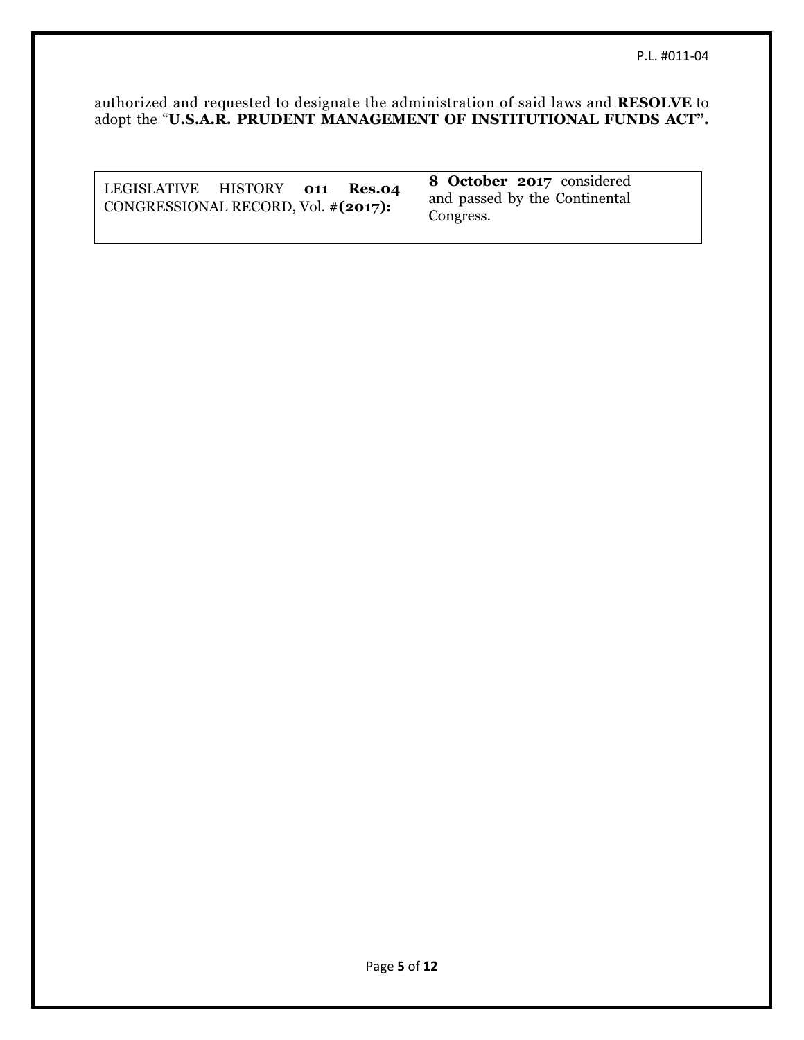authorized and requested to designate the administration of said laws and **RESOLVE** to adopt the "**U.S.A.R. PRUDENT MANAGEMENT OF INSTITUTIONAL FUNDS ACT".**

| LEGISLATIVE HISTORY **011 Res.04** CONGRESSIONAL RECORD, Vol. #**(2017):** | **8 October 2017** considered and passed by the Continental Congress. |
| --- | --- |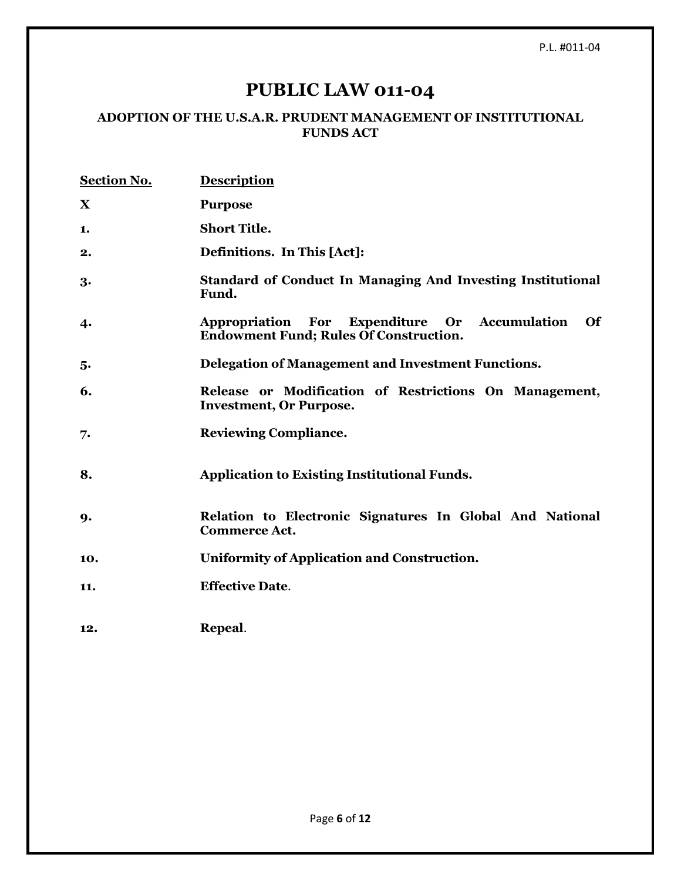# PUBLIC LAW 011-04

### ADOPTION OF THE U.S.A.R. PRUDENT MANAGEMENT OF INSTITUTIONAL FUNDS ACT

| Section No. | Description |
| --- | --- |
| **X** | **Purpose** |
| **1.** | **Short Title.** |
| **2.** | **Definitions. In This [Act]:** |
| **3.** | **Standard of Conduct In Managing And Investing Institutional Fund.** |
| **4.** | **Appropriation For Expenditure Or Accumulation Of Endowment Fund; Rules Of Construction.** |
| **5.** | **Delegation of Management and Investment Functions.** |
| **6.** | **Release or Modification of Restrictions On Management, Investment, Or Purpose.** |
| **7.** | **Reviewing Compliance.** |
| **8.** | **Application to Existing Institutional Funds.** |
| **9.** | **Relation to Electronic Signatures In Global And National Commerce Act.** |
| **10.** | **Uniformity of Application and Construction.** |
| **11.** | **Effective Date**. |
| **12.** | **Repeal**. |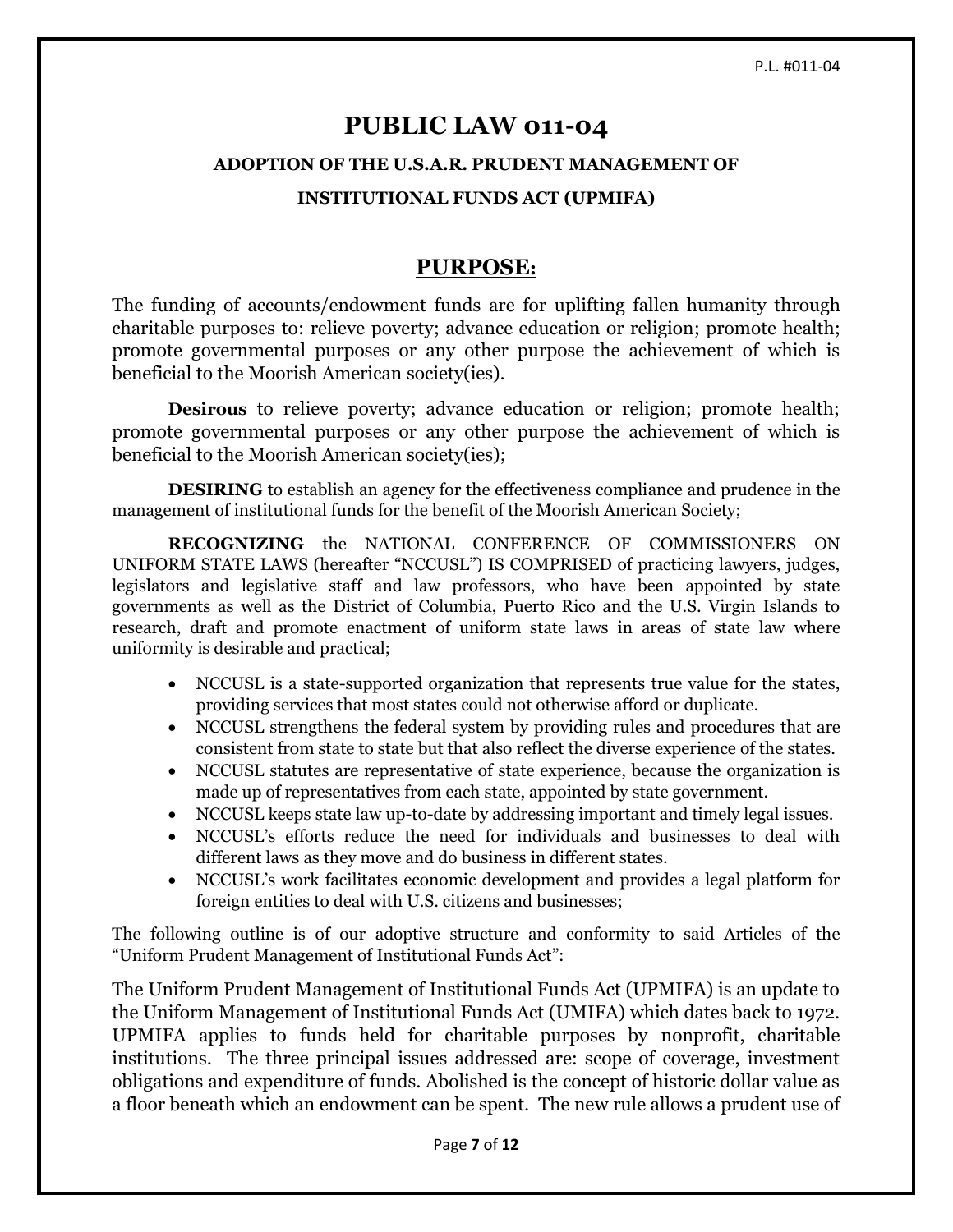# PUBLIC LAW 011-04

### ADOPTION OF THE U.S.A.R. PRUDENT MANAGEMENT OF INSTITUTIONAL FUNDS ACT (UPMIFA)

## PURPOSE:

The funding of accounts/endowment funds are for uplifting fallen humanity through charitable purposes to: relieve poverty; advance education or religion; promote health; promote governmental purposes or any other purpose the achievement of which is beneficial to the Moorish American society(ies).

**Desirous** to relieve poverty; advance education or religion; promote health; promote governmental purposes or any other purpose the achievement of which is beneficial to the Moorish American society(ies);

**DESIRING** to establish an agency for the effectiveness compliance and prudence in the management of institutional funds for the benefit of the Moorish American Society;

**RECOGNIZING** the NATIONAL CONFERENCE OF COMMISSIONERS ON UNIFORM STATE LAWS (hereafter "NCCUSL") IS COMPRISED of practicing lawyers, judges, legislators and legislative staff and law professors, who have been appointed by state governments as well as the District of Columbia, Puerto Rico and the U.S. Virgin Islands to research, draft and promote enactment of uniform state laws in areas of state law where uniformity is desirable and practical;

- NCCUSL is a state-supported organization that represents true value for the states, providing services that most states could not otherwise afford or duplicate.
- NCCUSL strengthens the federal system by providing rules and procedures that are consistent from state to state but that also reflect the diverse experience of the states.
- NCCUSL statutes are representative of state experience, because the organization is made up of representatives from each state, appointed by state government.
- NCCUSL keeps state law up-to-date by addressing important and timely legal issues.
- NCCUSL's efforts reduce the need for individuals and businesses to deal with different laws as they move and do business in different states.
- NCCUSL's work facilitates economic development and provides a legal platform for foreign entities to deal with U.S. citizens and businesses;

The following outline is of our adoptive structure and conformity to said Articles of the "Uniform Prudent Management of Institutional Funds Act":

The Uniform Prudent Management of Institutional Funds Act (UPMIFA) is an update to the Uniform Management of Institutional Funds Act (UMIFA) which dates back to 1972. UPMIFA applies to funds held for charitable purposes by nonprofit, charitable institutions. The three principal issues addressed are: scope of coverage, investment obligations and expenditure of funds. Abolished is the concept of historic dollar value as a floor beneath which an endowment can be spent. The new rule allows a prudent use of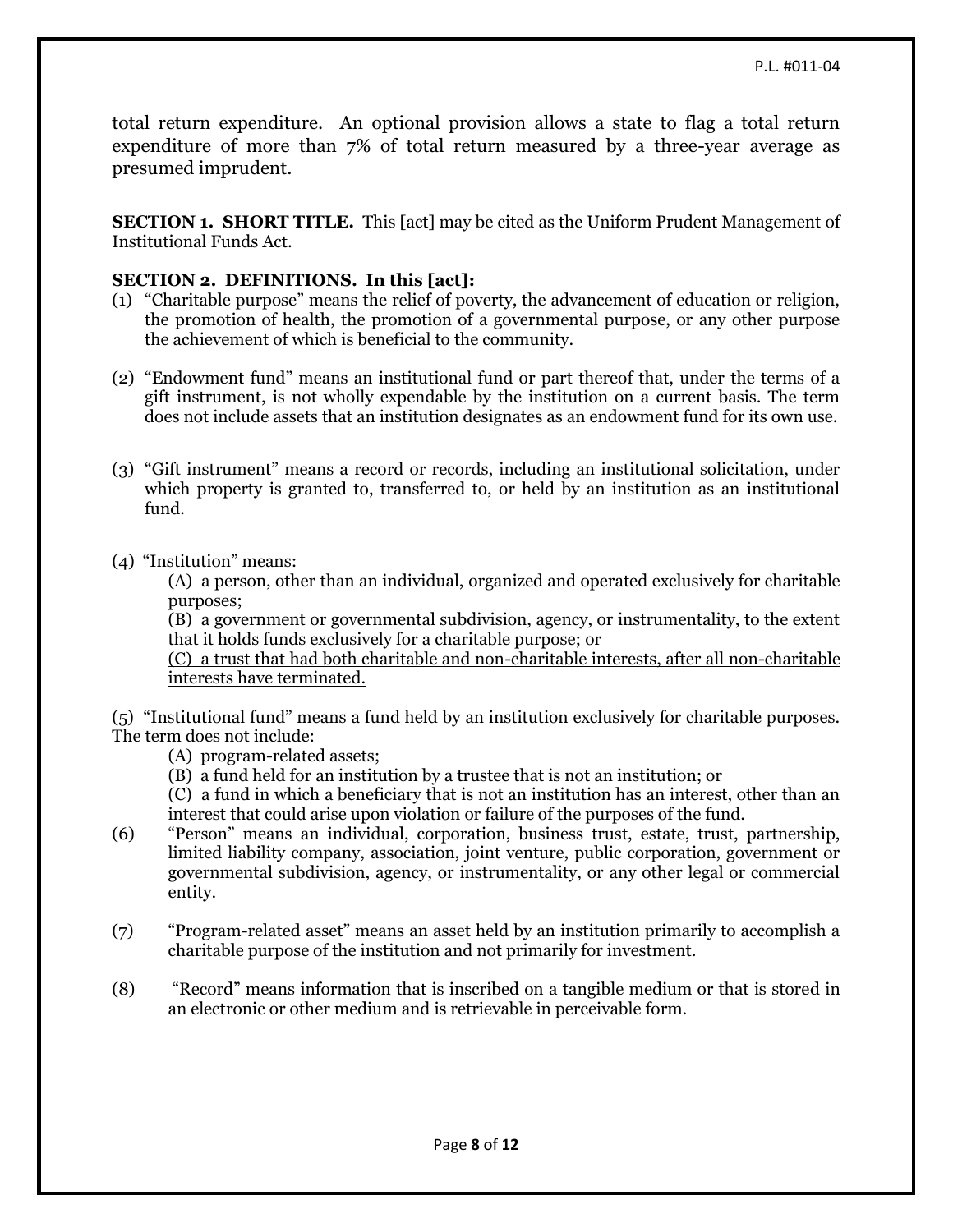total return expenditure. An optional provision allows a state to flag a total return expenditure of more than 7% of total return measured by a three-year average as presumed imprudent.

**SECTION 1. SHORT TITLE.** This [act] may be cited as the Uniform Prudent Management of Institutional Funds Act.

**SECTION 2. DEFINITIONS. In this [act]:**

(1) "Charitable purpose" means the relief of poverty, the advancement of education or religion, the promotion of health, the promotion of a governmental purpose, or any other purpose the achievement of which is beneficial to the community.

(2) "Endowment fund" means an institutional fund or part thereof that, under the terms of a gift instrument, is not wholly expendable by the institution on a current basis. The term does not include assets that an institution designates as an endowment fund for its own use.

(3) "Gift instrument" means a record or records, including an institutional solicitation, under which property is granted to, transferred to, or held by an institution as an institutional fund.

(4) "Institution" means:

(A) a person, other than an individual, organized and operated exclusively for charitable purposes;

(B) a government or governmental subdivision, agency, or instrumentality, to the extent that it holds funds exclusively for a charitable purpose; or

<u>(C) a trust that had both charitable and non-charitable interests, after all non-charitable interests have terminated.</u>

(5) "Institutional fund" means a fund held by an institution exclusively for charitable purposes. The term does not include:

(A) program-related assets;

(B) a fund held for an institution by a trustee that is not an institution; or

(C) a fund in which a beneficiary that is not an institution has an interest, other than an interest that could arise upon violation or failure of the purposes of the fund.

(6) "Person" means an individual, corporation, business trust, estate, trust, partnership, limited liability company, association, joint venture, public corporation, government or governmental subdivision, agency, or instrumentality, or any other legal or commercial entity.

(7) "Program-related asset" means an asset held by an institution primarily to accomplish a charitable purpose of the institution and not primarily for investment.

(8) "Record" means information that is inscribed on a tangible medium or that is stored in an electronic or other medium and is retrievable in perceivable form.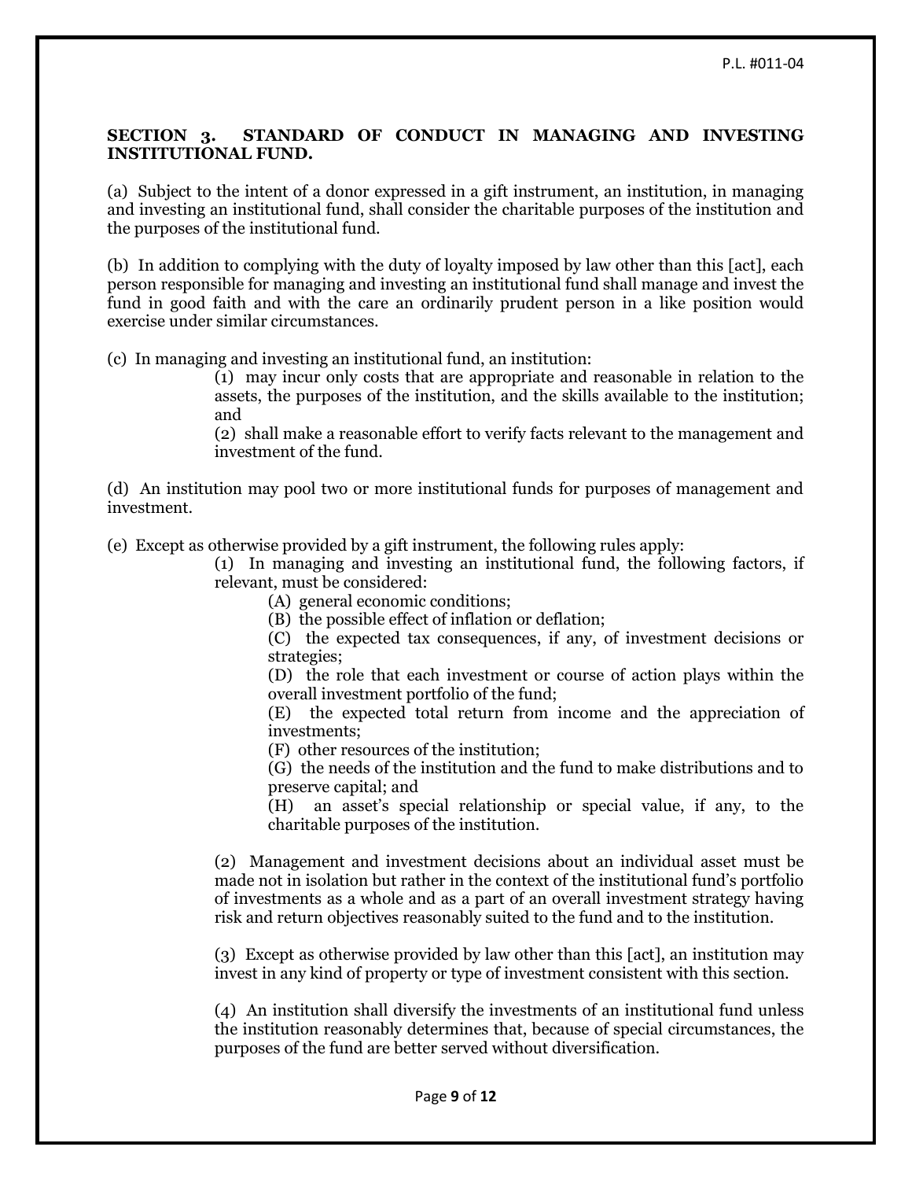**SECTION 3. STANDARD OF CONDUCT IN MANAGING AND INVESTING INSTITUTIONAL FUND.**

(a) Subject to the intent of a donor expressed in a gift instrument, an institution, in managing and investing an institutional fund, shall consider the charitable purposes of the institution and the purposes of the institutional fund.

(b) In addition to complying with the duty of loyalty imposed by law other than this [act], each person responsible for managing and investing an institutional fund shall manage and invest the fund in good faith and with the care an ordinarily prudent person in a like position would exercise under similar circumstances.

(c) In managing and investing an institutional fund, an institution:

(1) may incur only costs that are appropriate and reasonable in relation to the assets, the purposes of the institution, and the skills available to the institution; and

(2) shall make a reasonable effort to verify facts relevant to the management and investment of the fund.

(d) An institution may pool two or more institutional funds for purposes of management and investment.

(e) Except as otherwise provided by a gift instrument, the following rules apply:

(1) In managing and investing an institutional fund, the following factors, if relevant, must be considered:

(A) general economic conditions;

(B) the possible effect of inflation or deflation;

(C) the expected tax consequences, if any, of investment decisions or strategies;

(D) the role that each investment or course of action plays within the overall investment portfolio of the fund;

(E) the expected total return from income and the appreciation of investments;

(F) other resources of the institution;

(G) the needs of the institution and the fund to make distributions and to preserve capital; and

(H) an asset's special relationship or special value, if any, to the charitable purposes of the institution.

(2) Management and investment decisions about an individual asset must be made not in isolation but rather in the context of the institutional fund's portfolio of investments as a whole and as a part of an overall investment strategy having risk and return objectives reasonably suited to the fund and to the institution.

(3) Except as otherwise provided by law other than this [act], an institution may invest in any kind of property or type of investment consistent with this section.

(4) An institution shall diversify the investments of an institutional fund unless the institution reasonably determines that, because of special circumstances, the purposes of the fund are better served without diversification.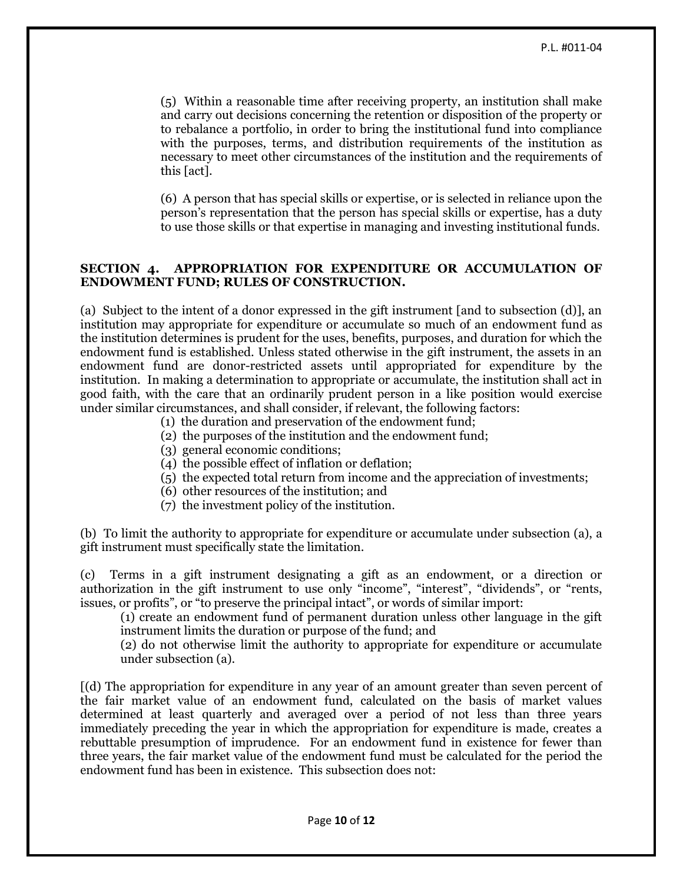(5) Within a reasonable time after receiving property, an institution shall make and carry out decisions concerning the retention or disposition of the property or to rebalance a portfolio, in order to bring the institutional fund into compliance with the purposes, terms, and distribution requirements of the institution as necessary to meet other circumstances of the institution and the requirements of this [act].

(6) A person that has special skills or expertise, or is selected in reliance upon the person's representation that the person has special skills or expertise, has a duty to use those skills or that expertise in managing and investing institutional funds.

**SECTION 4. APPROPRIATION FOR EXPENDITURE OR ACCUMULATION OF ENDOWMENT FUND; RULES OF CONSTRUCTION.**

(a) Subject to the intent of a donor expressed in the gift instrument [and to subsection (d)], an institution may appropriate for expenditure or accumulate so much of an endowment fund as the institution determines is prudent for the uses, benefits, purposes, and duration for which the endowment fund is established. Unless stated otherwise in the gift instrument, the assets in an endowment fund are donor-restricted assets until appropriated for expenditure by the institution. In making a determination to appropriate or accumulate, the institution shall act in good faith, with the care that an ordinarily prudent person in a like position would exercise under similar circumstances, and shall consider, if relevant, the following factors:

(1) the duration and preservation of the endowment fund;
(2) the purposes of the institution and the endowment fund;
(3) general economic conditions;
(4) the possible effect of inflation or deflation;
(5) the expected total return from income and the appreciation of investments;
(6) other resources of the institution; and
(7) the investment policy of the institution.

(b) To limit the authority to appropriate for expenditure or accumulate under subsection (a), a gift instrument must specifically state the limitation.

(c) Terms in a gift instrument designating a gift as an endowment, or a direction or authorization in the gift instrument to use only "income", "interest", "dividends", or "rents, issues, or profits", or "to preserve the principal intact", or words of similar import:

(1) create an endowment fund of permanent duration unless other language in the gift instrument limits the duration or purpose of the fund; and

(2) do not otherwise limit the authority to appropriate for expenditure or accumulate under subsection (a).

[(d) The appropriation for expenditure in any year of an amount greater than seven percent of the fair market value of an endowment fund, calculated on the basis of market values determined at least quarterly and averaged over a period of not less than three years immediately preceding the year in which the appropriation for expenditure is made, creates a rebuttable presumption of imprudence. For an endowment fund in existence for fewer than three years, the fair market value of the endowment fund must be calculated for the period the endowment fund has been in existence. This subsection does not: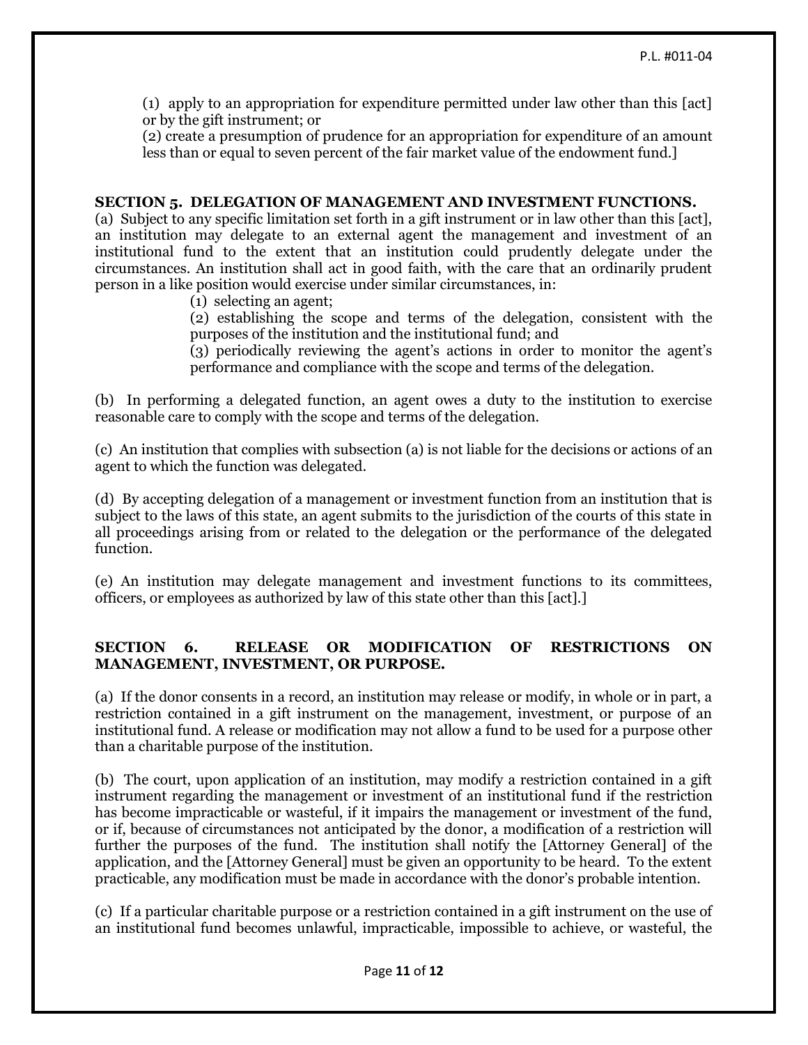(1) apply to an appropriation for expenditure permitted under law other than this [act] or by the gift instrument; or

(2) create a presumption of prudence for an appropriation for expenditure of an amount less than or equal to seven percent of the fair market value of the endowment fund.]

**SECTION 5. DELEGATION OF MANAGEMENT AND INVESTMENT FUNCTIONS.**

(a) Subject to any specific limitation set forth in a gift instrument or in law other than this [act], an institution may delegate to an external agent the management and investment of an institutional fund to the extent that an institution could prudently delegate under the circumstances. An institution shall act in good faith, with the care that an ordinarily prudent person in a like position would exercise under similar circumstances, in:

(1) selecting an agent;

(2) establishing the scope and terms of the delegation, consistent with the purposes of the institution and the institutional fund; and

(3) periodically reviewing the agent's actions in order to monitor the agent's performance and compliance with the scope and terms of the delegation.

(b) In performing a delegated function, an agent owes a duty to the institution to exercise reasonable care to comply with the scope and terms of the delegation.

(c) An institution that complies with subsection (a) is not liable for the decisions or actions of an agent to which the function was delegated.

(d) By accepting delegation of a management or investment function from an institution that is subject to the laws of this state, an agent submits to the jurisdiction of the courts of this state in all proceedings arising from or related to the delegation or the performance of the delegated function.

(e) An institution may delegate management and investment functions to its committees, officers, or employees as authorized by law of this state other than this [act].]

**SECTION 6. RELEASE OR MODIFICATION OF RESTRICTIONS ON MANAGEMENT, INVESTMENT, OR PURPOSE.**

(a) If the donor consents in a record, an institution may release or modify, in whole or in part, a restriction contained in a gift instrument on the management, investment, or purpose of an institutional fund. A release or modification may not allow a fund to be used for a purpose other than a charitable purpose of the institution.

(b) The court, upon application of an institution, may modify a restriction contained in a gift instrument regarding the management or investment of an institutional fund if the restriction has become impracticable or wasteful, if it impairs the management or investment of the fund, or if, because of circumstances not anticipated by the donor, a modification of a restriction will further the purposes of the fund. The institution shall notify the [Attorney General] of the application, and the [Attorney General] must be given an opportunity to be heard. To the extent practicable, any modification must be made in accordance with the donor's probable intention.

(c) If a particular charitable purpose or a restriction contained in a gift instrument on the use of an institutional fund becomes unlawful, impracticable, impossible to achieve, or wasteful, the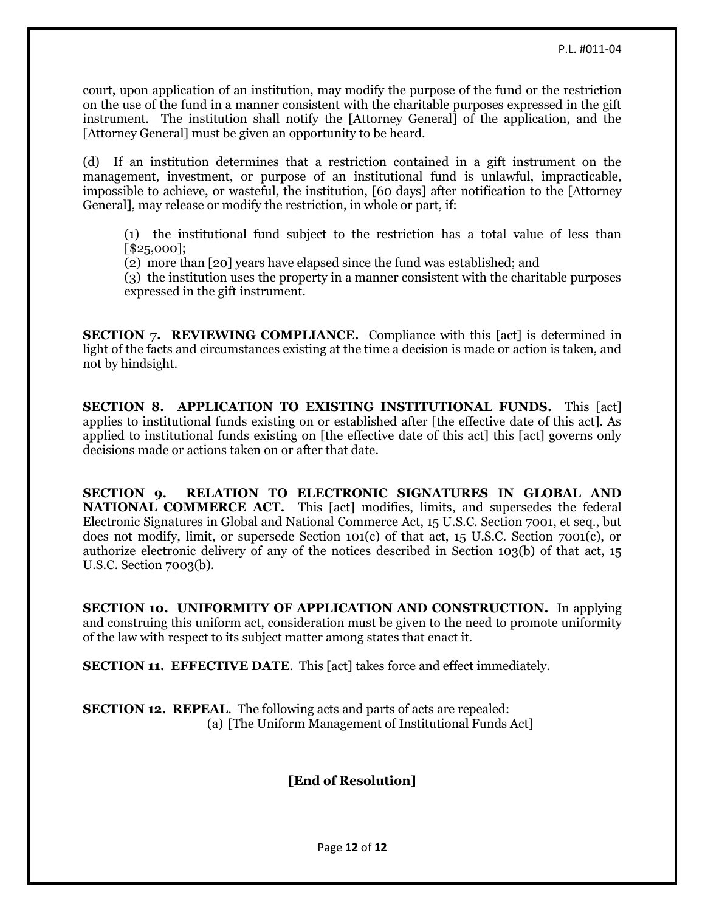court, upon application of an institution, may modify the purpose of the fund or the restriction on the use of the fund in a manner consistent with the charitable purposes expressed in the gift instrument. The institution shall notify the [Attorney General] of the application, and the [Attorney General] must be given an opportunity to be heard.

(d) If an institution determines that a restriction contained in a gift instrument on the management, investment, or purpose of an institutional fund is unlawful, impracticable, impossible to achieve, or wasteful, the institution, [60 days] after notification to the [Attorney General], may release or modify the restriction, in whole or part, if:

> (1) the institutional fund subject to the restriction has a total value of less than [$25,000];
>
> (2) more than [20] years have elapsed since the fund was established; and
>
> (3) the institution uses the property in a manner consistent with the charitable purposes expressed in the gift instrument.

**SECTION 7. REVIEWING COMPLIANCE.** Compliance with this [act] is determined in light of the facts and circumstances existing at the time a decision is made or action is taken, and not by hindsight.

**SECTION 8. APPLICATION TO EXISTING INSTITUTIONAL FUNDS.** This [act] applies to institutional funds existing on or established after [the effective date of this act]. As applied to institutional funds existing on [the effective date of this act] this [act] governs only decisions made or actions taken on or after that date.

**SECTION 9. RELATION TO ELECTRONIC SIGNATURES IN GLOBAL AND NATIONAL COMMERCE ACT.** This [act] modifies, limits, and supersedes the federal Electronic Signatures in Global and National Commerce Act, 15 U.S.C. Section 7001, et seq., but does not modify, limit, or supersede Section 101(c) of that act, 15 U.S.C. Section 7001(c), or authorize electronic delivery of any of the notices described in Section 103(b) of that act, 15 U.S.C. Section 7003(b).

**SECTION 10. UNIFORMITY OF APPLICATION AND CONSTRUCTION.** In applying and construing this uniform act, consideration must be given to the need to promote uniformity of the law with respect to its subject matter among states that enact it.

**SECTION 11. EFFECTIVE DATE**. This [act] takes force and effect immediately.

**SECTION 12. REPEAL**. The following acts and parts of acts are repealed:

(a) [The Uniform Management of Institutional Funds Act]

**[End of Resolution]**